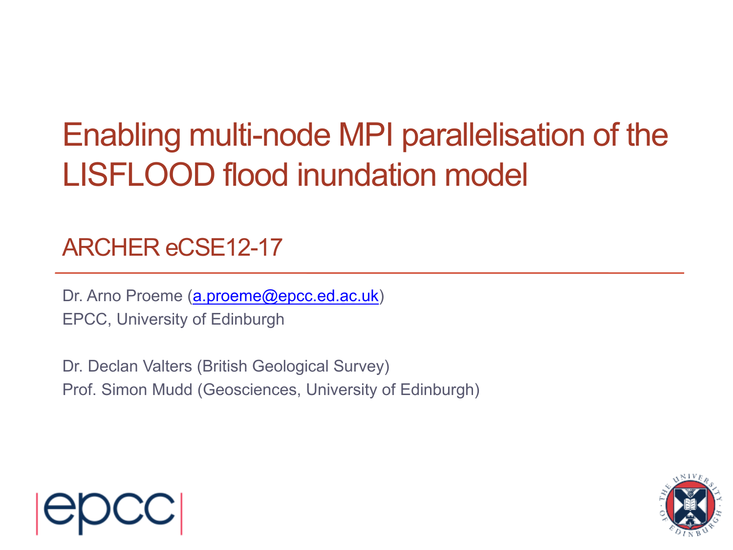# Enabling multi-node MPI parallelisation of the LISFLOOD flood inundation model

## ARCHER eCSE12-17

Dr. Arno Proeme (a.proeme@epcc.ed.ac.uk)
EPCC, University of Edinburgh

Dr. Declan Valters (British Geological Survey)
Prof. Simon Mudd (Geosciences, University of Edinburgh)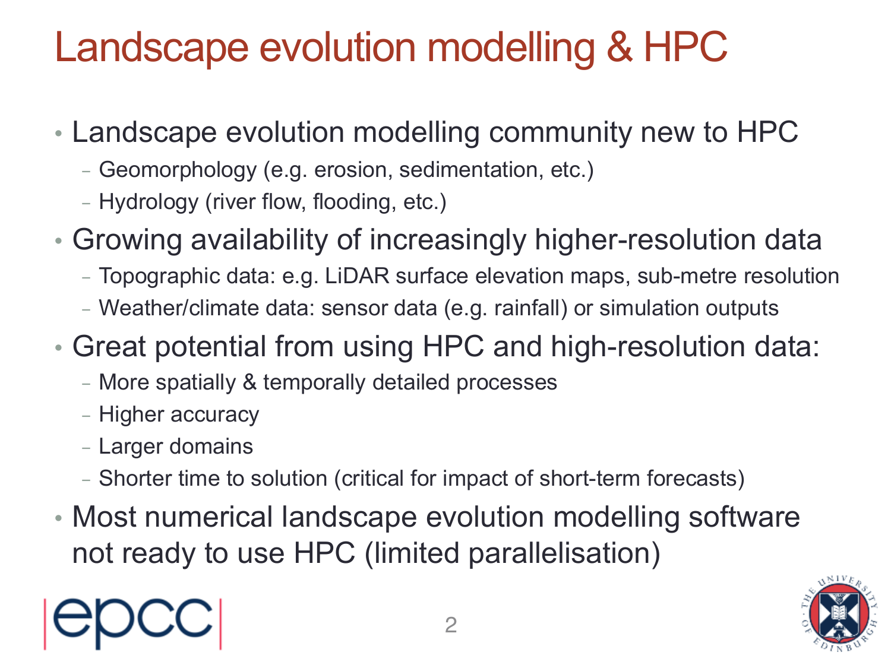# Landscape evolution modelling & HPC

- Landscape evolution modelling community new to HPC
  - Geomorphology (e.g. erosion, sedimentation, etc.)
  - Hydrology (river flow, flooding, etc.)
- Growing availability of increasingly higher-resolution data
  - Topographic data: e.g. LiDAR surface elevation maps, sub-metre resolution
  - Weather/climate data: sensor data (e.g. rainfall) or simulation outputs
- Great potential from using HPC and high-resolution data:
  - More spatially & temporally detailed processes
  - Higher accuracy
  - Larger domains
  - Shorter time to solution (critical for impact of short-term forecasts)
- Most numerical landscape evolution modelling software not ready to use HPC (limited parallelisation)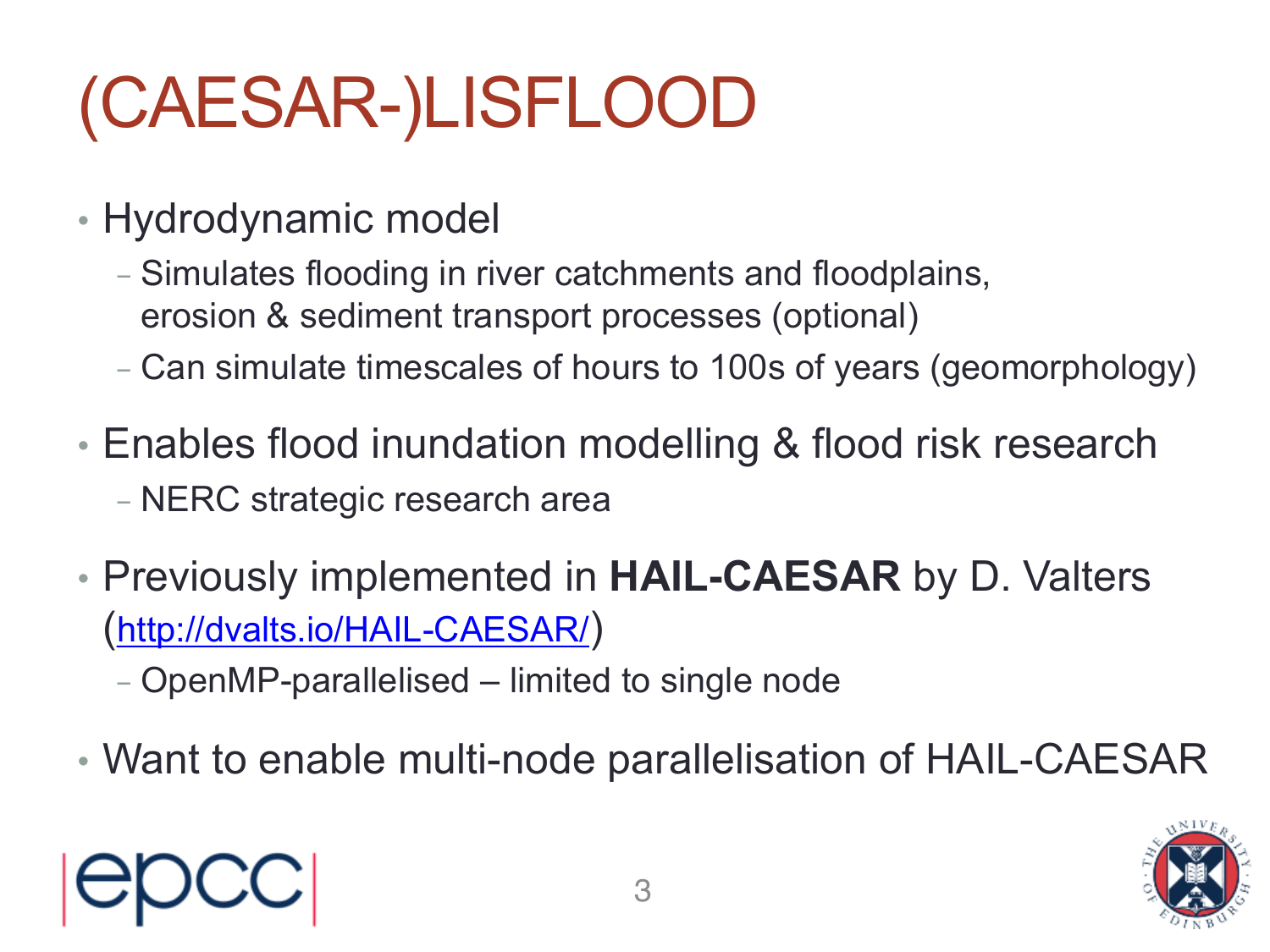# (CAESAR-)LISFLOOD

- Hydrodynamic model
  - Simulates flooding in river catchments and floodplains, erosion & sediment transport processes (optional)
  - Can simulate timescales of hours to 100s of years (geomorphology)
- Enables flood inundation modelling & flood risk research
  - NERC strategic research area
- Previously implemented in **HAIL-CAESAR** by D. Valters (http://dvalts.io/HAIL-CAESAR/)
  - OpenMP-parallelised – limited to single node
- Want to enable multi-node parallelisation of HAIL-CAESAR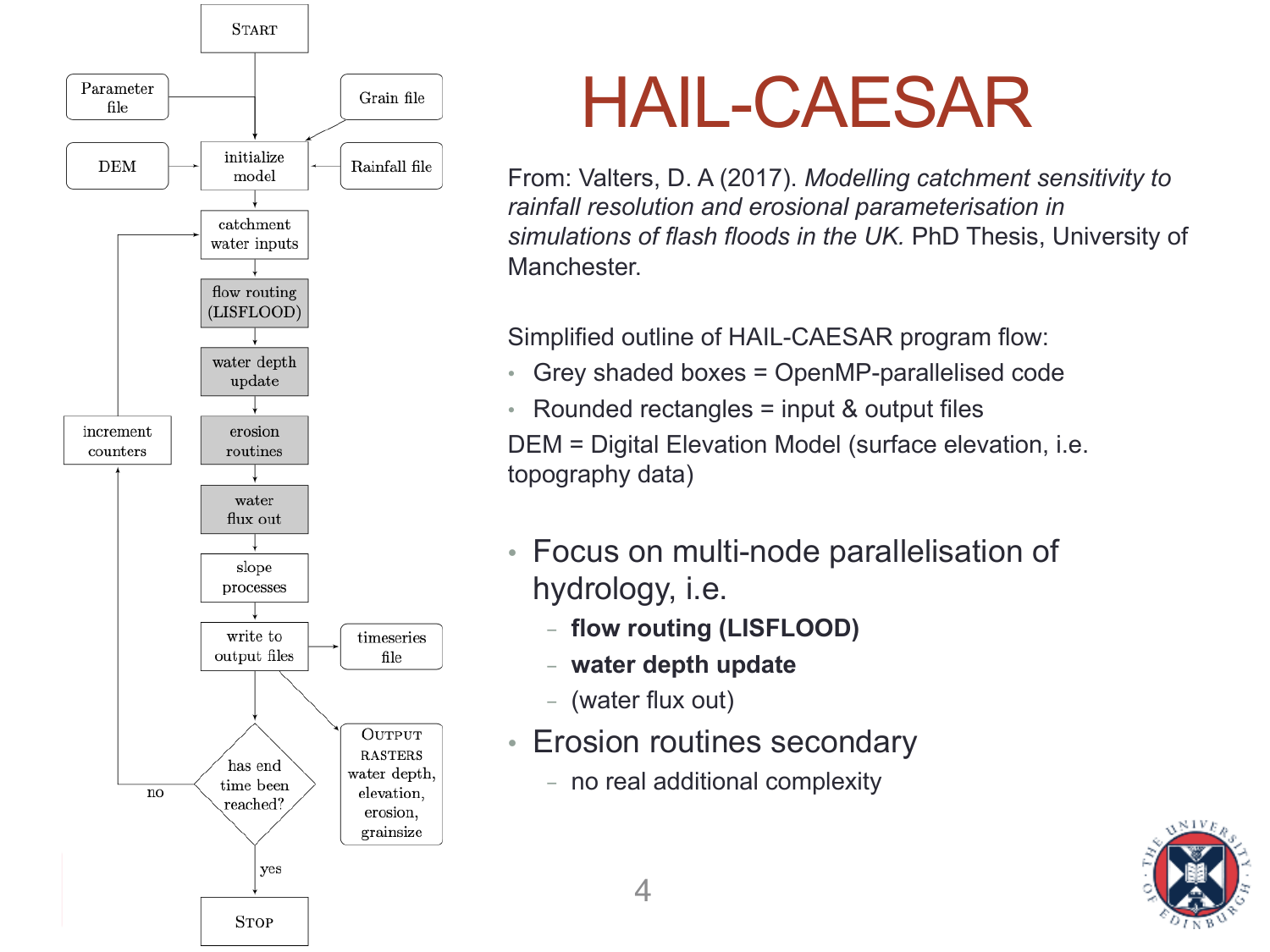# HAIL-CAESAR

From: Valters, D. A (2017). *Modelling catchment sensitivity to rainfall resolution and erosional parameterisation in simulations of flash floods in the UK.* PhD Thesis, University of Manchester.

Simplified outline of HAIL-CAESAR program flow:

- Grey shaded boxes = OpenMP-parallelised code
- Rounded rectangles = input & output files

DEM = Digital Elevation Model (surface elevation, i.e. topography data)

- Focus on multi-node parallelisation of hydrology, i.e.
  - **flow routing (LISFLOOD)**
  - **water depth update**
  - (water flux out)
- Erosion routines secondary
  - no real additional complexity

START → initialize model (inputs: Parameter file, Grain file, DEM, Rainfall file) → catchment water inputs → flow routing (LISFLOOD) → water depth update → erosion routines → water flux out → slope processes → write to output files (outputs: timeseries file; OUTPUT RASTERS water depth, elevation, erosion, grainsize) → has end time been reached? — no → increment counters → catchment water inputs; yes → STOP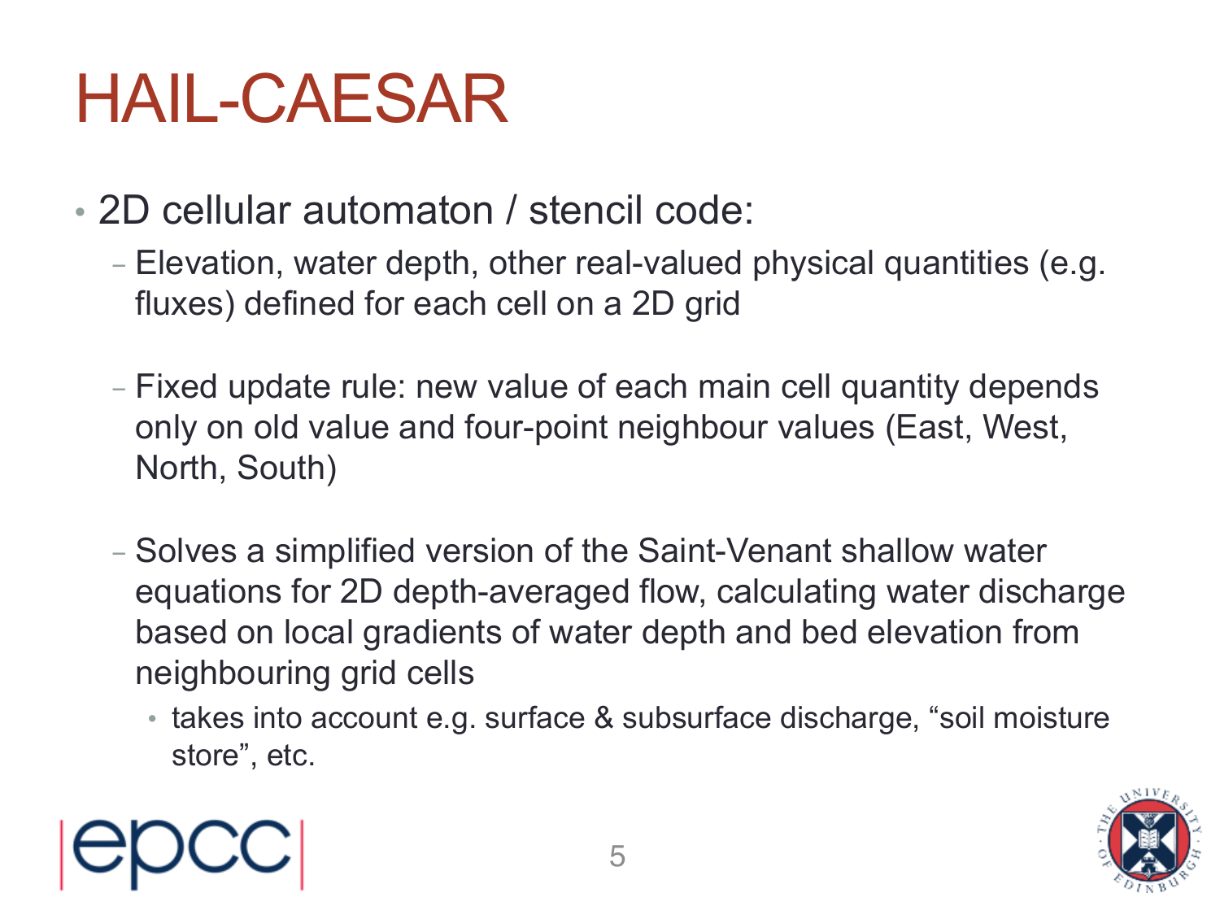# HAIL-CAESAR

- 2D cellular automaton / stencil code:
  - Elevation, water depth, other real-valued physical quantities (e.g. fluxes) defined for each cell on a 2D grid
  - Fixed update rule: new value of each main cell quantity depends only on old value and four-point neighbour values (East, West, North, South)
  - Solves a simplified version of the Saint-Venant shallow water equations for 2D depth-averaged flow, calculating water discharge based on local gradients of water depth and bed elevation from neighbouring grid cells
    - takes into account e.g. surface & subsurface discharge, “soil moisture store”, etc.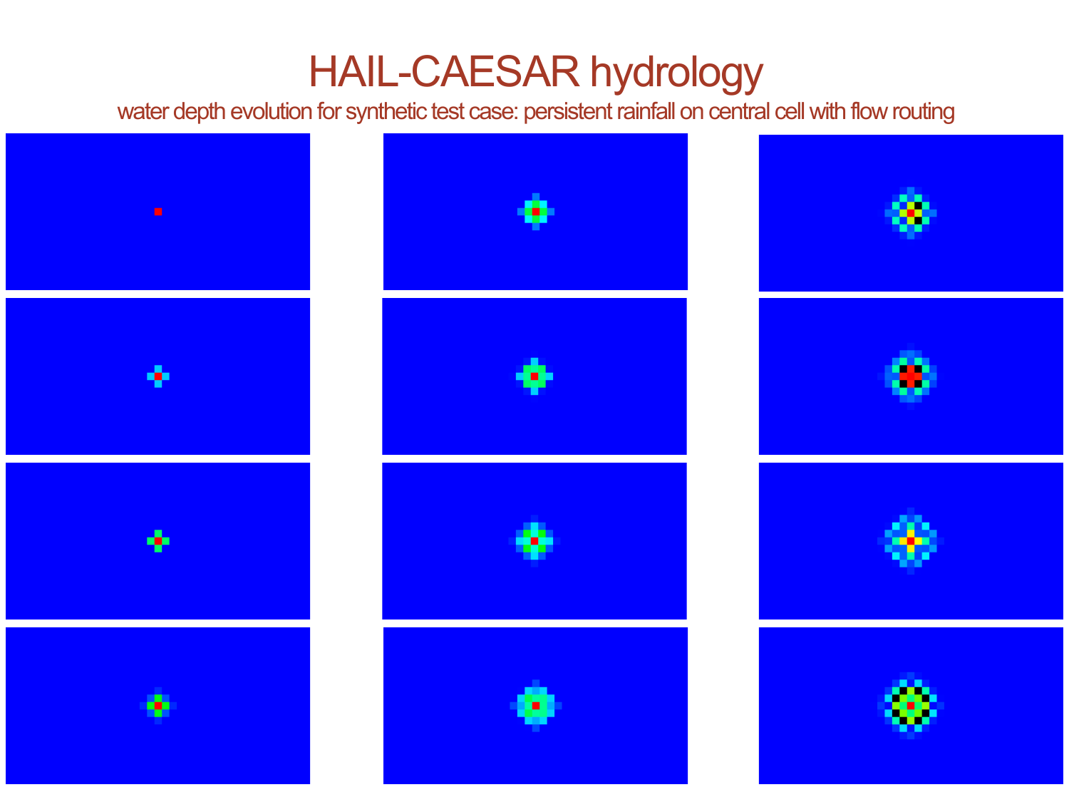# HAIL-CAESAR hydrology

water depth evolution for synthetic test case: persistent rainfall on central cell with flow routing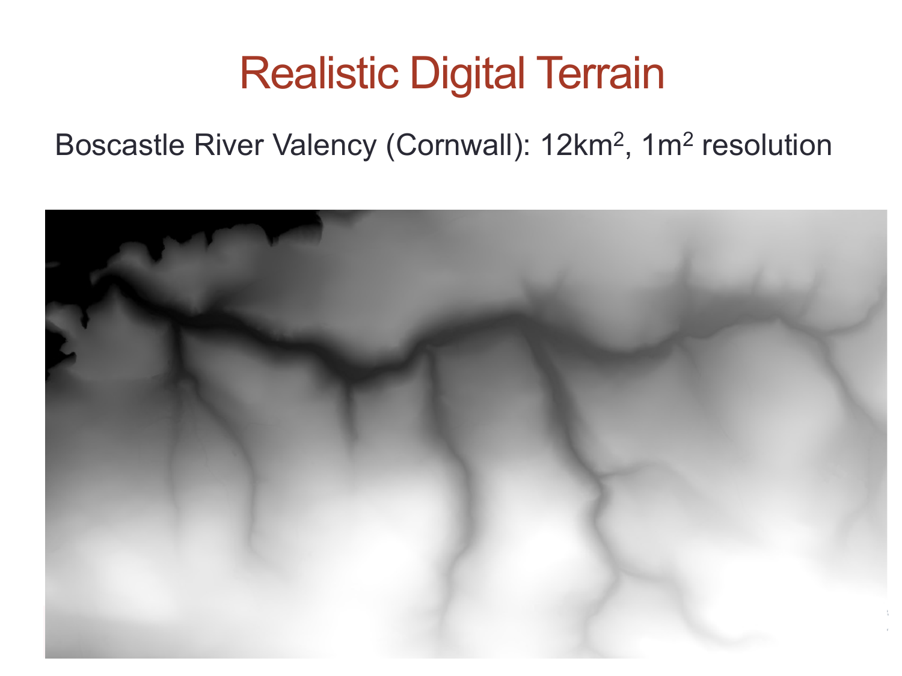# Realistic Digital Terrain

Boscastle River Valency (Cornwall): 12km$^2$, 1m$^2$ resolution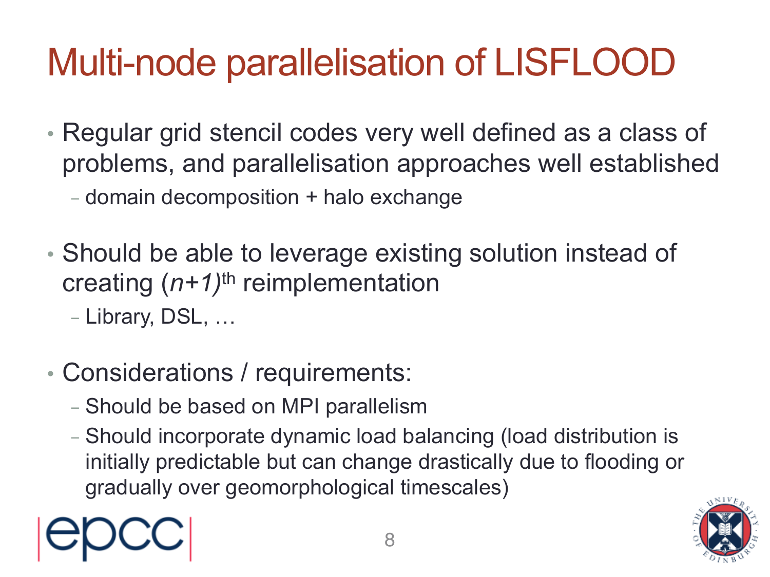# Multi-node parallelisation of LISFLOOD

- Regular grid stencil codes very well defined as a class of problems, and parallelisation approaches well established
  - domain decomposition + halo exchange
- Should be able to leverage existing solution instead of creating $(n+1)^{th}$ reimplementation
  - Library, DSL, …
- Considerations / requirements:
  - Should be based on MPI parallelism
  - Should incorporate dynamic load balancing (load distribution is initially predictable but can change drastically due to flooding or gradually over geomorphological timescales)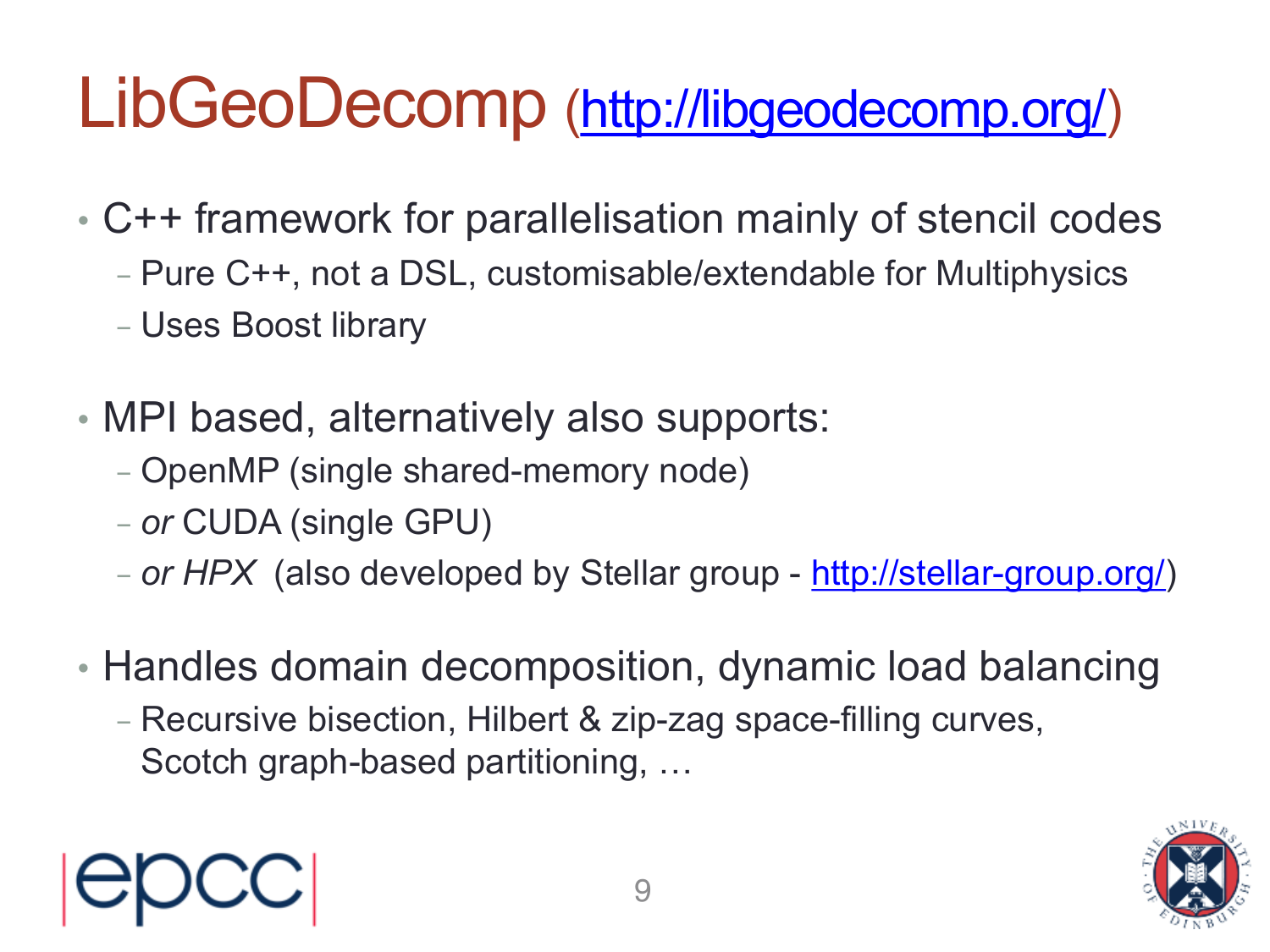# LibGeoDecomp (http://libgeodecomp.org/)

- C++ framework for parallelisation mainly of stencil codes
  - Pure C++, not a DSL, customisable/extendable for Multiphysics
  - Uses Boost library

- MPI based, alternatively also supports:
  - OpenMP (single shared-memory node)
  - *or* CUDA (single GPU)
  - *or HPX* (also developed by Stellar group - http://stellar-group.org/)

- Handles domain decomposition, dynamic load balancing
  - Recursive bisection, Hilbert & zip-zag space-filling curves, Scotch graph-based partitioning, …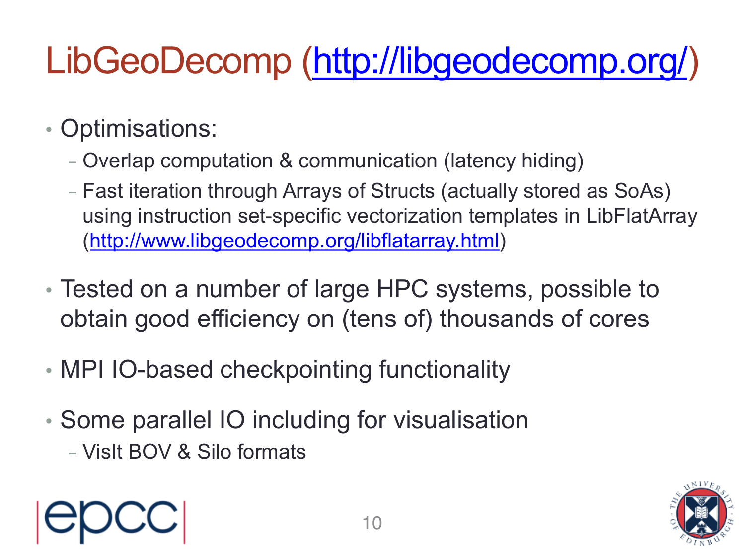# LibGeoDecomp (http://libgeodecomp.org/)

- Optimisations:
  - Overlap computation & communication (latency hiding)
  - Fast iteration through Arrays of Structs (actually stored as SoAs) using instruction set-specific vectorization templates in LibFlatArray (http://www.libgeodecomp.org/libflatarray.html)
- Tested on a number of large HPC systems, possible to obtain good efficiency on (tens of) thousands of cores
- MPI IO-based checkpointing functionality
- Some parallel IO including for visualisation
  - VisIt BOV & Silo formats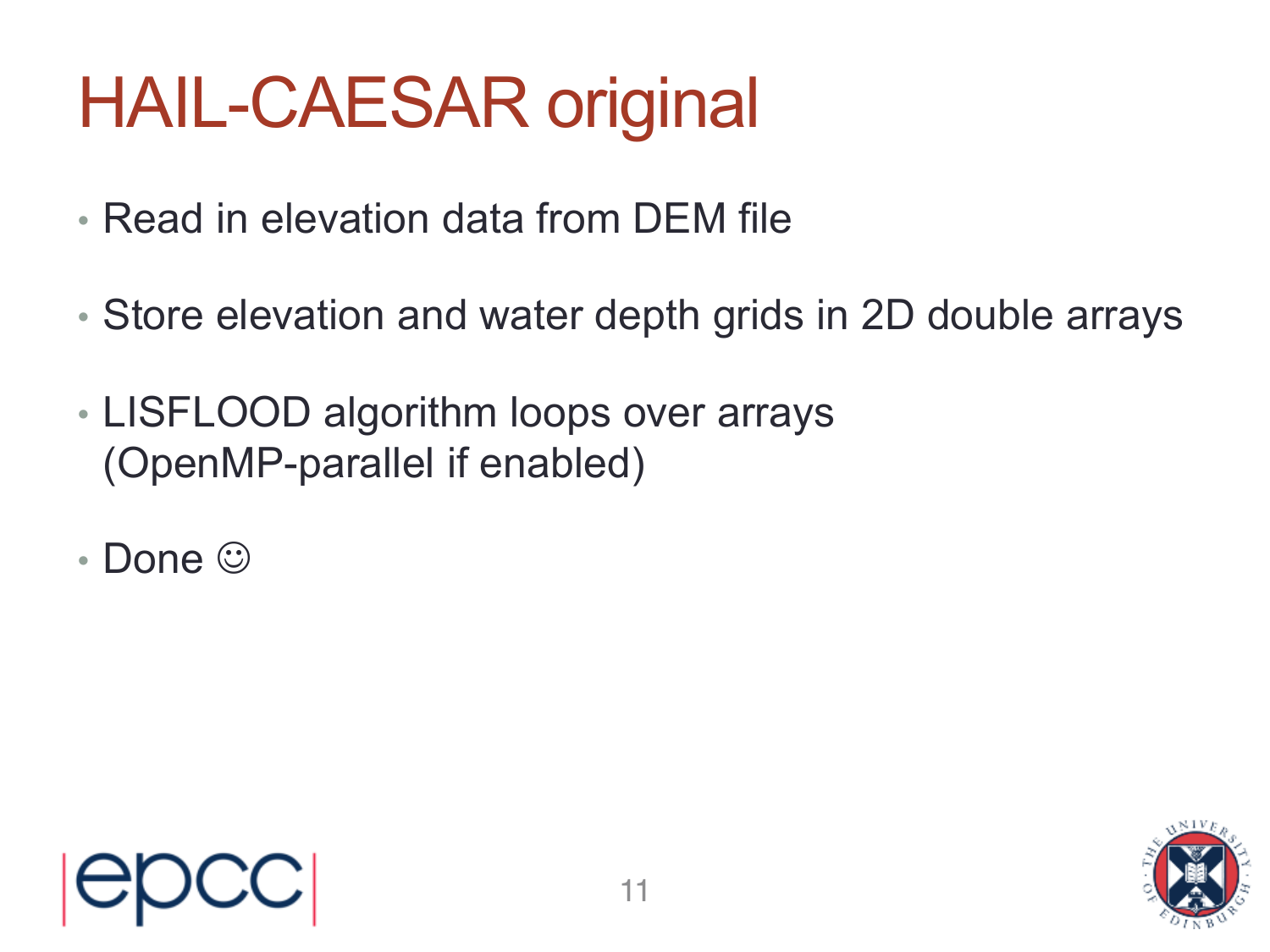# HAIL-CAESAR original

- Read in elevation data from DEM file
- Store elevation and water depth grids in 2D double arrays
- LISFLOOD algorithm loops over arrays (OpenMP-parallel if enabled)
- Done ☺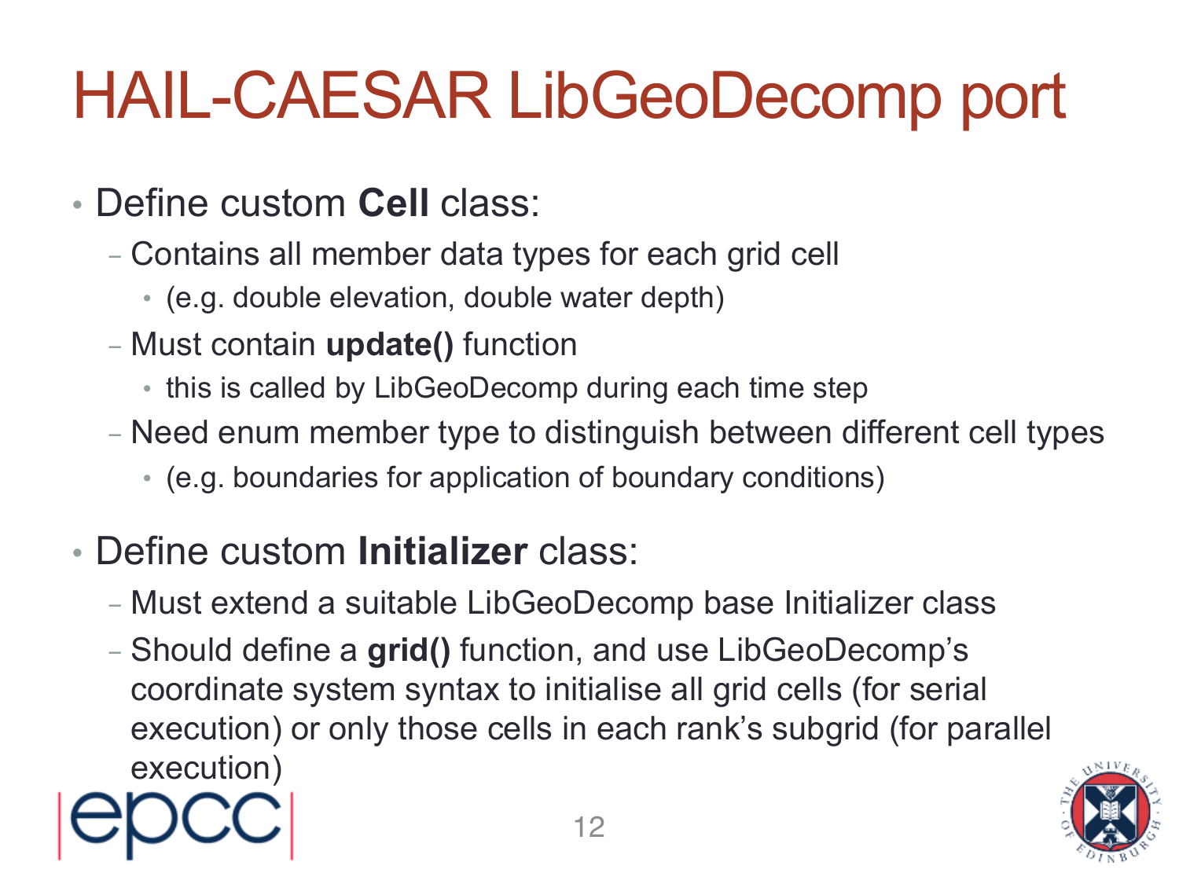# HAIL-CAESAR LibGeoDecomp port

- Define custom **Cell** class:
  - Contains all member data types for each grid cell
    - (e.g. double elevation, double water depth)
  - Must contain **update()** function
    - this is called by LibGeoDecomp during each time step
  - Need enum member type to distinguish between different cell types
    - (e.g. boundaries for application of boundary conditions)
- Define custom **Initializer** class:
  - Must extend a suitable LibGeoDecomp base Initializer class
  - Should define a **grid()** function, and use LibGeoDecomp's coordinate system syntax to initialise all grid cells (for serial execution) or only those cells in each rank's subgrid (for parallel execution)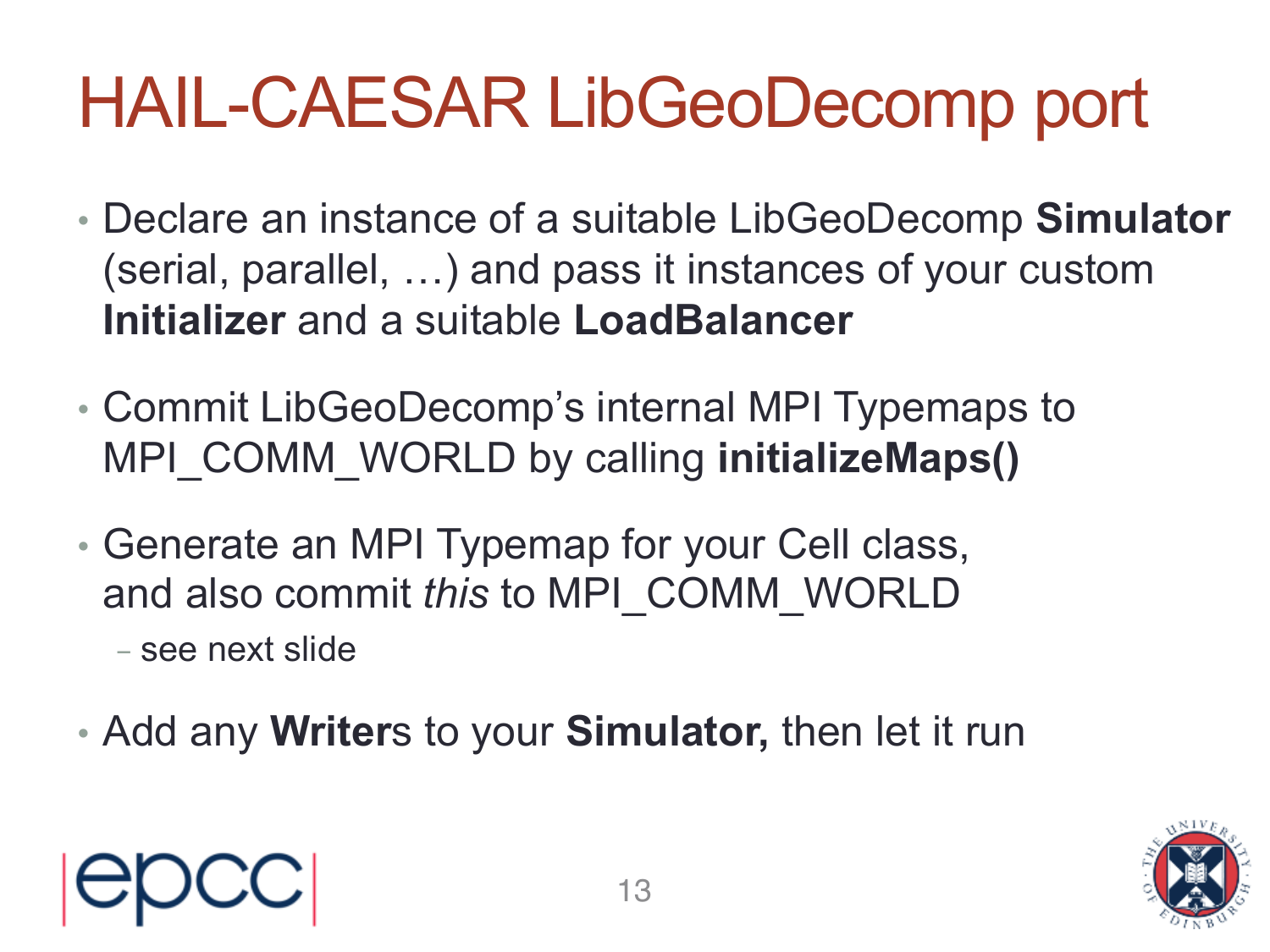# HAIL-CAESAR LibGeoDecomp port

- Declare an instance of a suitable LibGeoDecomp **Simulator** (serial, parallel, …) and pass it instances of your custom **Initializer** and a suitable **LoadBalancer**
- Commit LibGeoDecomp's internal MPI Typemaps to MPI_COMM_WORLD by calling **initializeMaps()**
- Generate an MPI Typemap for your Cell class, and also commit *this* to MPI_COMM_WORLD
  - see next slide
- Add any **Writer**s to your **Simulator,** then let it run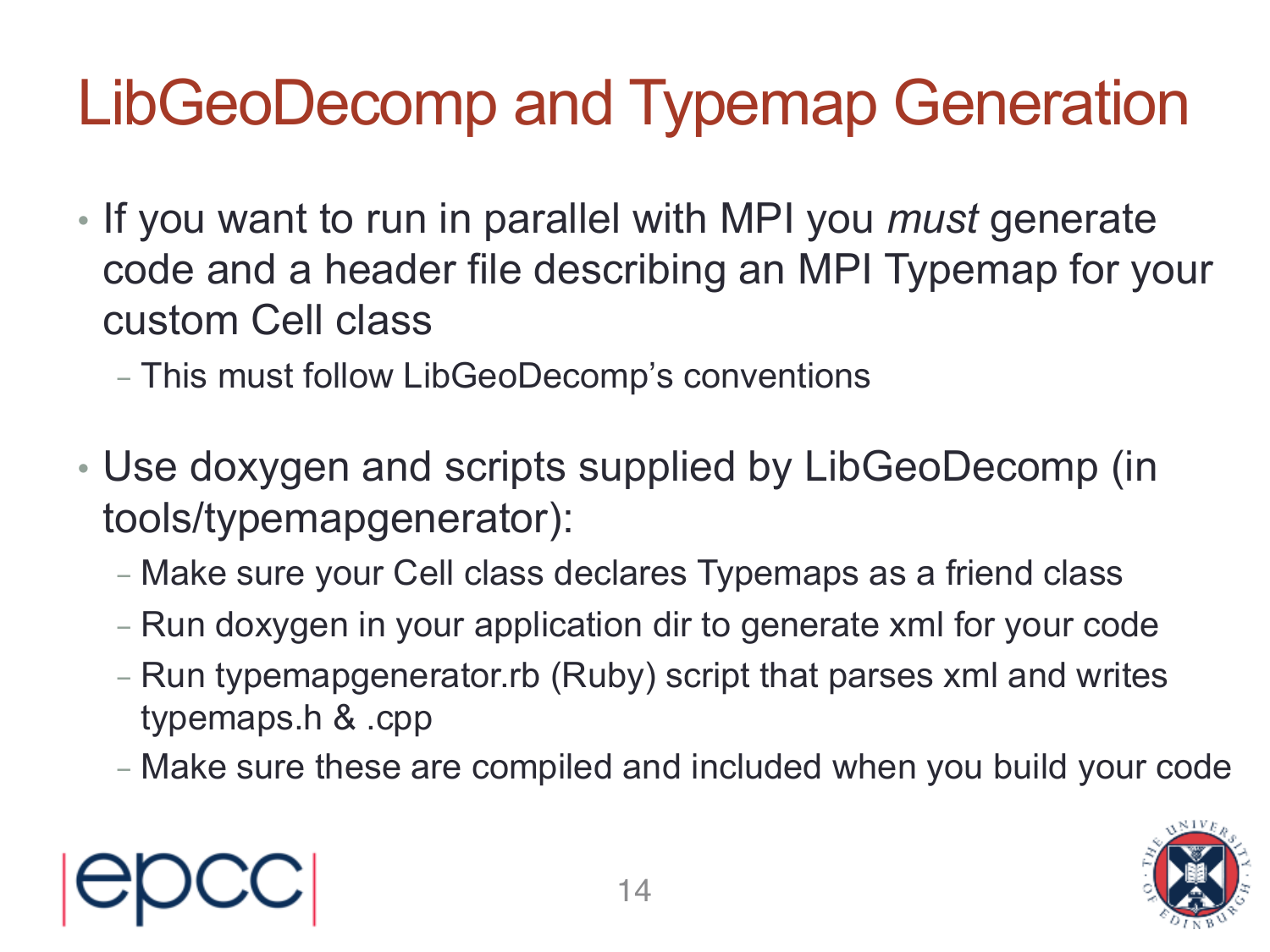# LibGeoDecomp and Typemap Generation

- If you want to run in parallel with MPI you *must* generate code and a header file describing an MPI Typemap for your custom Cell class
  - This must follow LibGeoDecomp's conventions
- Use doxygen and scripts supplied by LibGeoDecomp (in tools/typemapgenerator):
  - Make sure your Cell class declares Typemaps as a friend class
  - Run doxygen in your application dir to generate xml for your code
  - Run typemapgenerator.rb (Ruby) script that parses xml and writes typemaps.h & .cpp
  - Make sure these are compiled and included when you build your code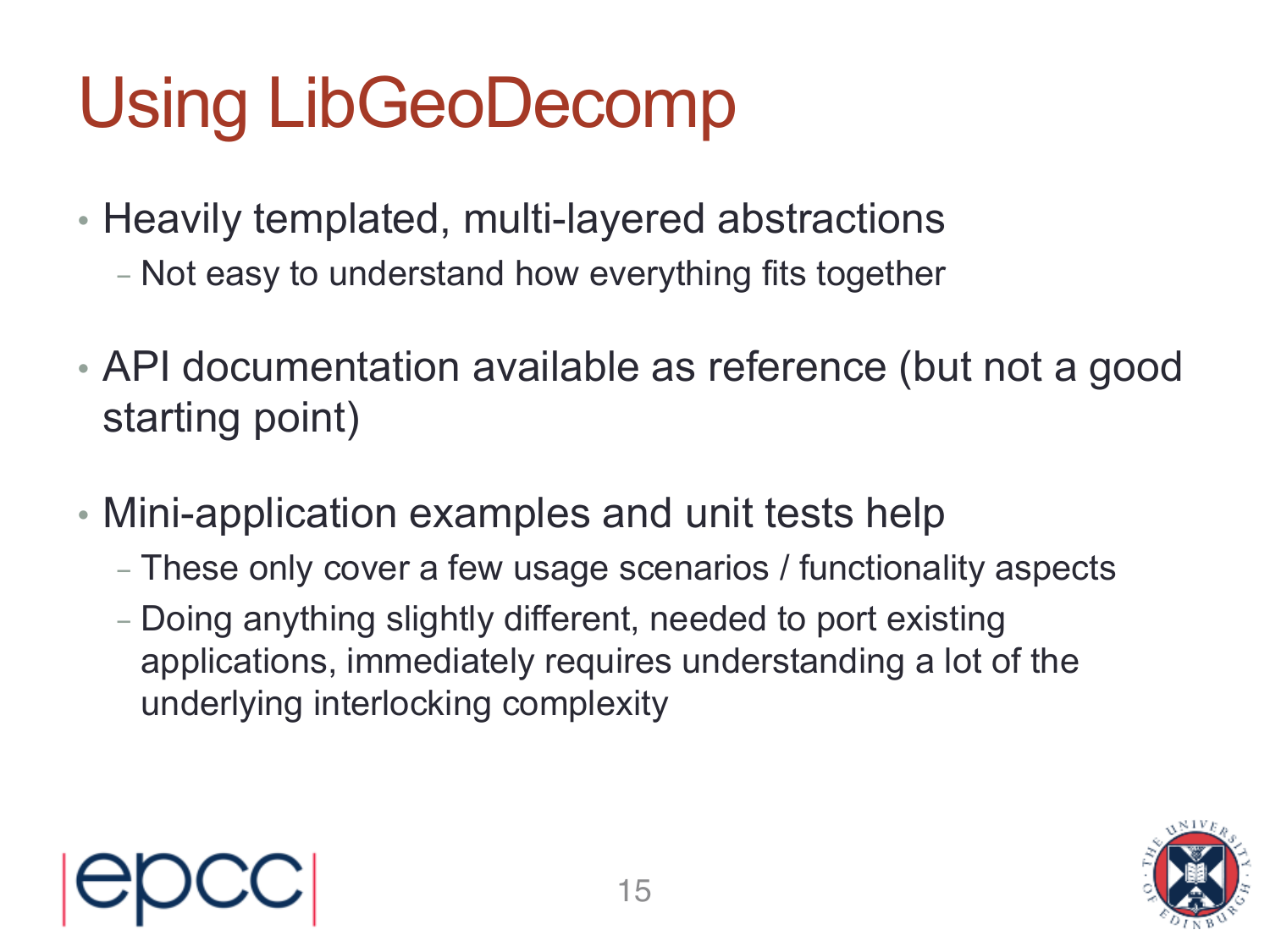# Using LibGeoDecomp

- Heavily templated, multi-layered abstractions
  - Not easy to understand how everything fits together
- API documentation available as reference (but not a good starting point)
- Mini-application examples and unit tests help
  - These only cover a few usage scenarios / functionality aspects
  - Doing anything slightly different, needed to port existing applications, immediately requires understanding a lot of the underlying interlocking complexity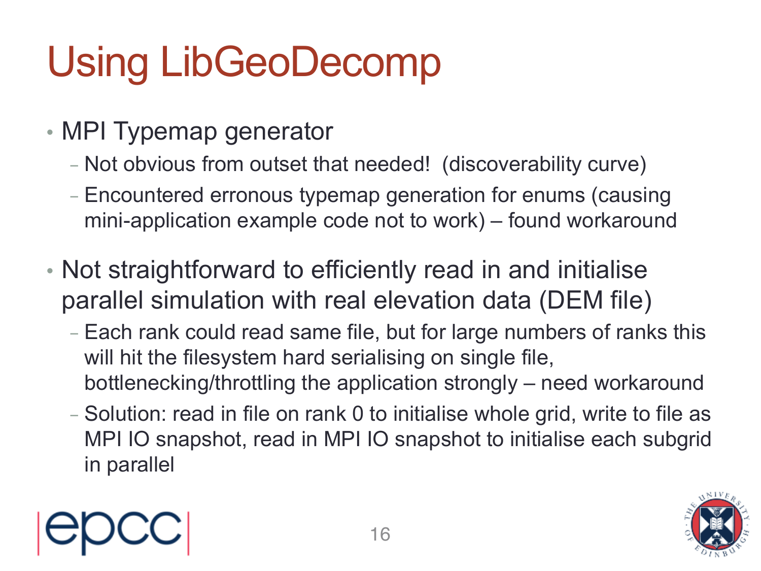# Using LibGeoDecomp

- MPI Typemap generator
  - Not obvious from outset that needed! (discoverability curve)
  - Encountered erronous typemap generation for enums (causing mini-application example code not to work) – found workaround
- Not straightforward to efficiently read in and initialise parallel simulation with real elevation data (DEM file)
  - Each rank could read same file, but for large numbers of ranks this will hit the filesystem hard serialising on single file, bottlenecking/throttling the application strongly – need workaround
  - Solution: read in file on rank 0 to initialise whole grid, write to file as MPI IO snapshot, read in MPI IO snapshot to initialise each subgrid in parallel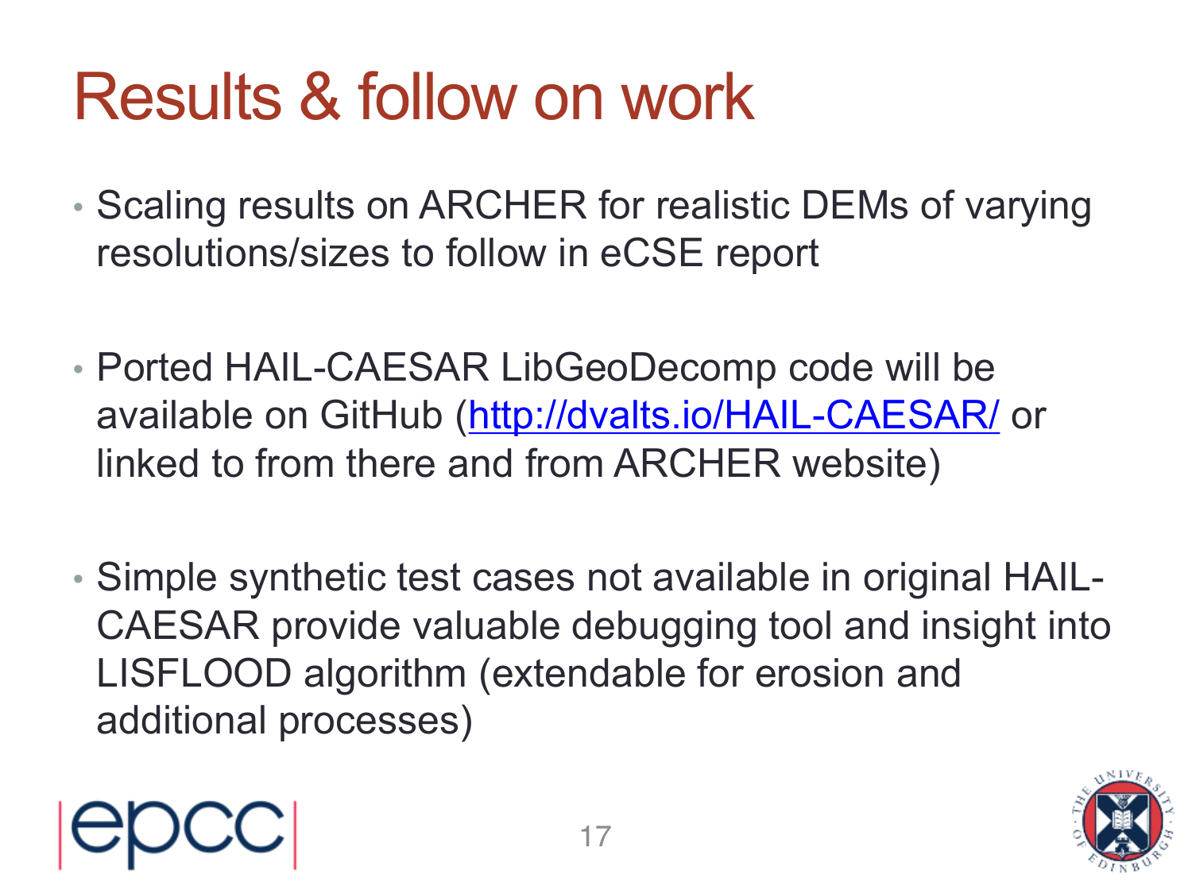# Results & follow on work

- Scaling results on ARCHER for realistic DEMs of varying resolutions/sizes to follow in eCSE report

- Ported HAIL-CAESAR LibGeoDecomp code will be available on GitHub ([http://dvalts.io/HAIL-CAESAR/](http://dvalts.io/HAIL-CAESAR/) or linked to from there and from ARCHER website)

- Simple synthetic test cases not available in original HAIL-CAESAR provide valuable debugging tool and insight into LISFLOOD algorithm (extendable for erosion and additional processes)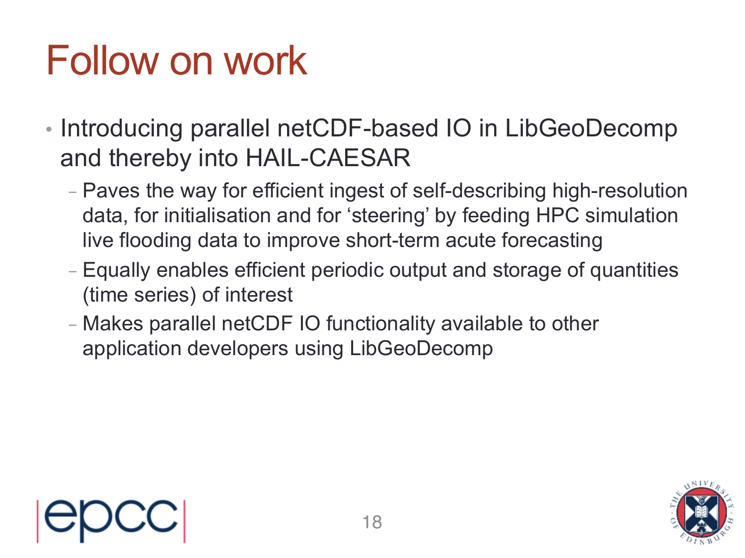# Follow on work

- Introducing parallel netCDF-based IO in LibGeoDecomp and thereby into HAIL-CAESAR
  - Paves the way for efficient ingest of self-describing high-resolution data, for initialisation and for 'steering' by feeding HPC simulation live flooding data to improve short-term acute forecasting
  - Equally enables efficient periodic output and storage of quantities (time series) of interest
  - Makes parallel netCDF IO functionality available to other application developers using LibGeoDecomp